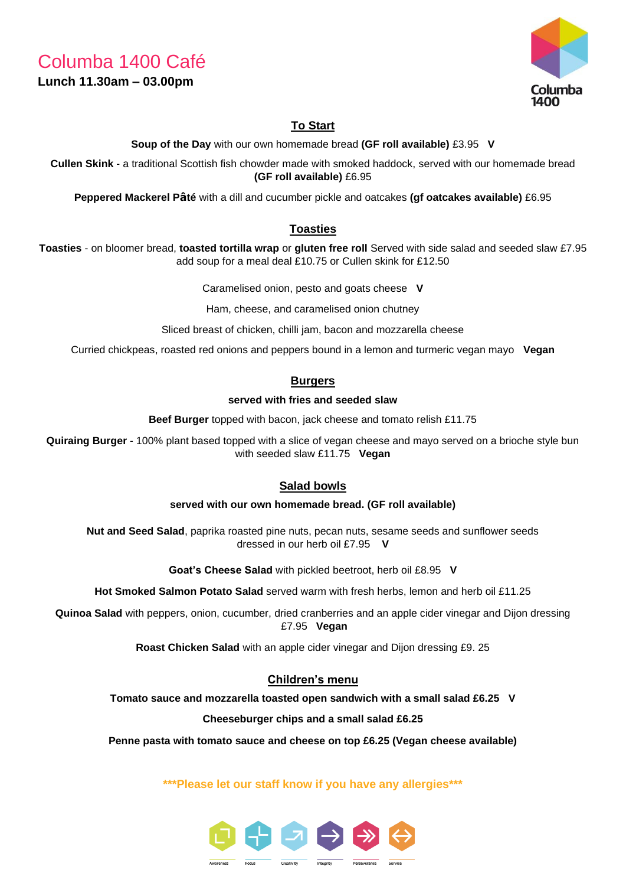# Columba 1400 Café

**Lunch 11.30am – 03.00pm**

Columba 1400

## To Start

**Soup of the Day** with our own homemade bread **(GF roll available)** £3.95 **V**

**Cullen Skink** - a traditional Scottish fish chowder made with smoked haddock, served with our homemade bread **(GF roll available)** £6.95

**Peppered Mackerel Pâté** with a dill and cucumber pickle and oatcakes **(gf oatcakes available)** £6.95

## Toasties

**Toasties** - on bloomer bread, **toasted tortilla wrap** or **gluten free roll** Served with side salad and seeded slaw £7.95 add soup for a meal deal £10.75 or Cullen skink for £12.50

Caramelised onion, pesto and goats cheese **V**

Ham, cheese, and caramelised onion chutney

Sliced breast of chicken, chilli jam, bacon and mozzarella cheese

Curried chickpeas, roasted red onions and peppers bound in a lemon and turmeric vegan mayo **Vegan**

## Burgers

**served with fries and seeded slaw**

**Beef Burger** topped with bacon, jack cheese and tomato relish £11.75

**Quiraing Burger** - 100% plant based topped with a slice of vegan cheese and mayo served on a brioche style bun with seeded slaw £11.75 **Vegan**

## Salad bowls

**served with our own homemade bread. (GF roll available)**

**Nut and Seed Salad**, paprika roasted pine nuts, pecan nuts, sesame seeds and sunflower seeds dressed in our herb oil £7.95 **V**

**Goat's Cheese Salad** with pickled beetroot, herb oil £8.95 **V**

**Hot Smoked Salmon Potato Salad** served warm with fresh herbs, lemon and herb oil £11.25

**Quinoa Salad** with peppers, onion, cucumber, dried cranberries and an apple cider vinegar and Dijon dressing £7.95 **Vegan**

**Roast Chicken Salad** with an apple cider vinegar and Dijon dressing £9. 25

## Children's menu

**Tomato sauce and mozzarella toasted open sandwich with a small salad £6.25 V**

**Cheeseburger chips and a small salad £6.25**

**Penne pasta with tomato sauce and cheese on top £6.25 (Vegan cheese available)**

**\*\*\*Please let our staff know if you have any allergies\*\*\***

Awareness Focus Creativity Integrity Perseverance Service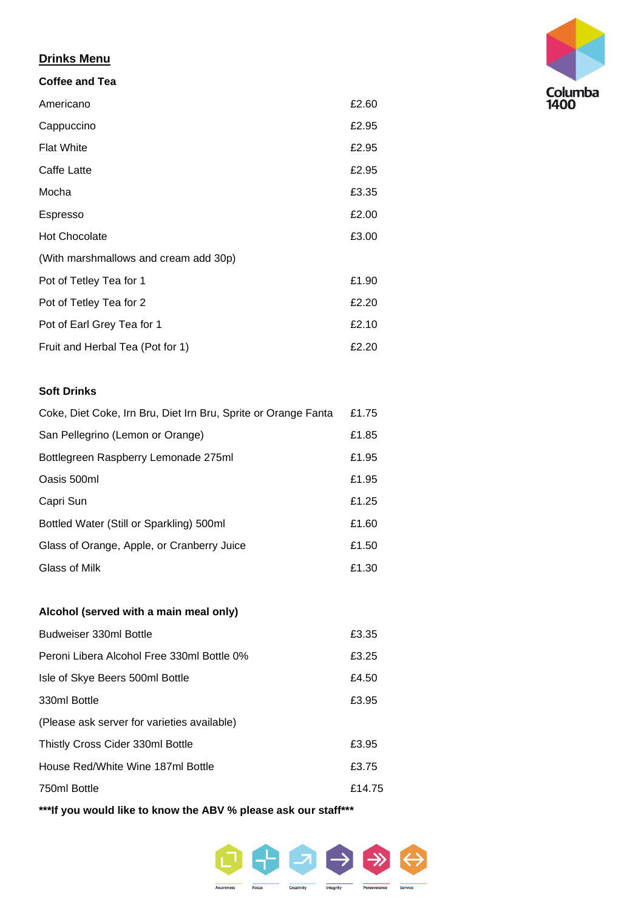## Drinks Menu

### Coffee and Tea

| | |
|---|---|
| Americano | £2.60 |
| Cappuccino | £2.95 |
| Flat White | £2.95 |
| Caffe Latte | £2.95 |
| Mocha | £3.35 |
| Espresso | £2.00 |
| Hot Chocolate | £3.00 |
| (With marshmallows and cream add 30p) | |
| Pot of Tetley Tea for 1 | £1.90 |
| Pot of Tetley Tea for 2 | £2.20 |
| Pot of Earl Grey Tea for 1 | £2.10 |
| Fruit and Herbal Tea (Pot for 1) | £2.20 |

### Soft Drinks

| | |
|---|---|
| Coke, Diet Coke, Irn Bru, Diet Irn Bru, Sprite or Orange Fanta | £1.75 |
| San Pellegrino (Lemon or Orange) | £1.85 |
| Bottlegreen Raspberry Lemonade 275ml | £1.95 |
| Oasis 500ml | £1.95 |
| Capri Sun | £1.25 |
| Bottled Water (Still or Sparkling) 500ml | £1.60 |
| Glass of Orange, Apple, or Cranberry Juice | £1.50 |
| Glass of Milk | £1.30 |

### Alcohol (served with a main meal only)

| | |
|---|---|
| Budweiser 330ml Bottle | £3.35 |
| Peroni Libera Alcohol Free 330ml Bottle 0% | £3.25 |
| Isle of Skye Beers 500ml Bottle | £4.50 |
| 330ml Bottle | £3.95 |
| (Please ask server for varieties available) | |
| Thistly Cross Cider 330ml Bottle | £3.95 |
| House Red/White Wine 187ml Bottle | £3.75 |
| 750ml Bottle | £14.75 |

**\*\*\*If you would like to know the ABV % please ask our staff\*\*\***